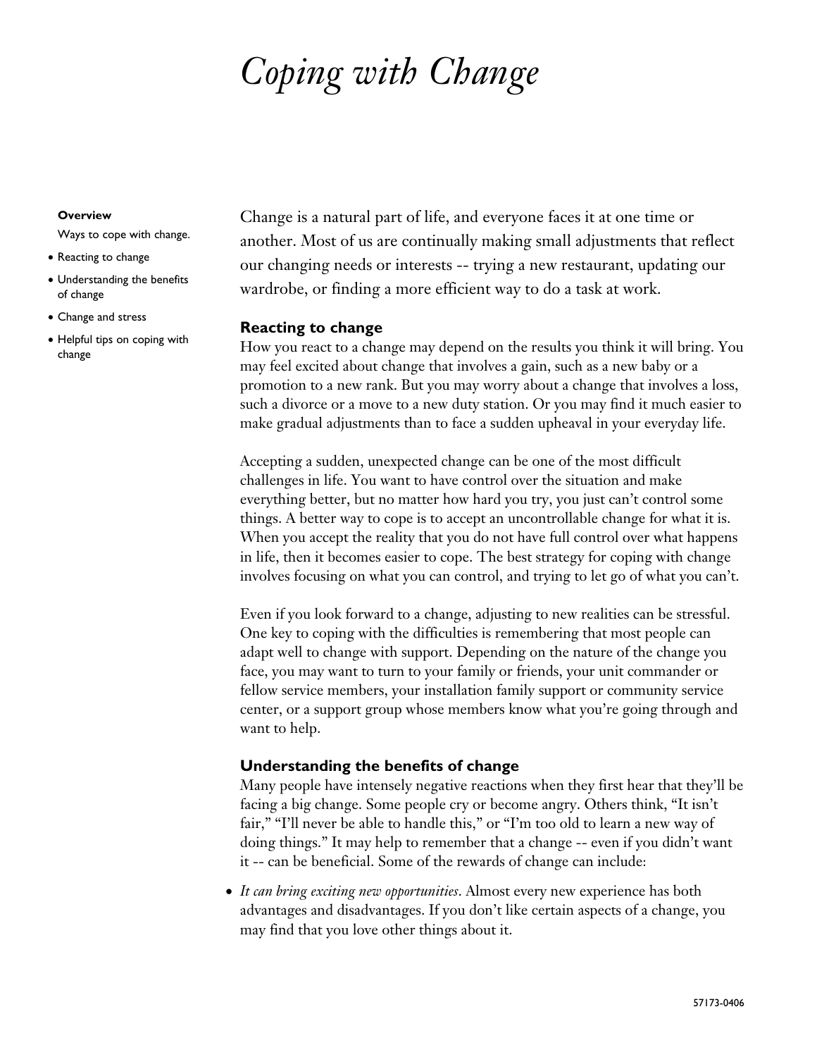# *Coping with Change*

**Overview**

Ways to cope with change.

- Reacting to change
- Understanding the benefits of change
- Change and stress
- Helpful tips on coping with change

Change is a natural part of life, and everyone faces it at one time or another. Most of us are continually making small adjustments that reflect our changing needs or interests -- trying a new restaurant, updating our wardrobe, or finding a more efficient way to do a task at work.

### Reacting to change

How you react to a change may depend on the results you think it will bring. You may feel excited about change that involves a gain, such as a new baby or a promotion to a new rank. But you may worry about a change that involves a loss, such a divorce or a move to a new duty station. Or you may find it much easier to make gradual adjustments than to face a sudden upheaval in your everyday life.

Accepting a sudden, unexpected change can be one of the most difficult challenges in life. You want to have control over the situation and make everything better, but no matter how hard you try, you just can't control some things. A better way to cope is to accept an uncontrollable change for what it is. When you accept the reality that you do not have full control over what happens in life, then it becomes easier to cope. The best strategy for coping with change involves focusing on what you can control, and trying to let go of what you can't.

Even if you look forward to a change, adjusting to new realities can be stressful. One key to coping with the difficulties is remembering that most people can adapt well to change with support. Depending on the nature of the change you face, you may want to turn to your family or friends, your unit commander or fellow service members, your installation family support or community service center, or a support group whose members know what you're going through and want to help.

### Understanding the benefits of change

Many people have intensely negative reactions when they first hear that they'll be facing a big change. Some people cry or become angry. Others think, "It isn't fair," "I'll never be able to handle this," or "I'm too old to learn a new way of doing things." It may help to remember that a change -- even if you didn't want it -- can be beneficial. Some of the rewards of change can include:

- *It can bring exciting new opportunities*. Almost every new experience has both advantages and disadvantages. If you don't like certain aspects of a change, you may find that you love other things about it.

57173-0406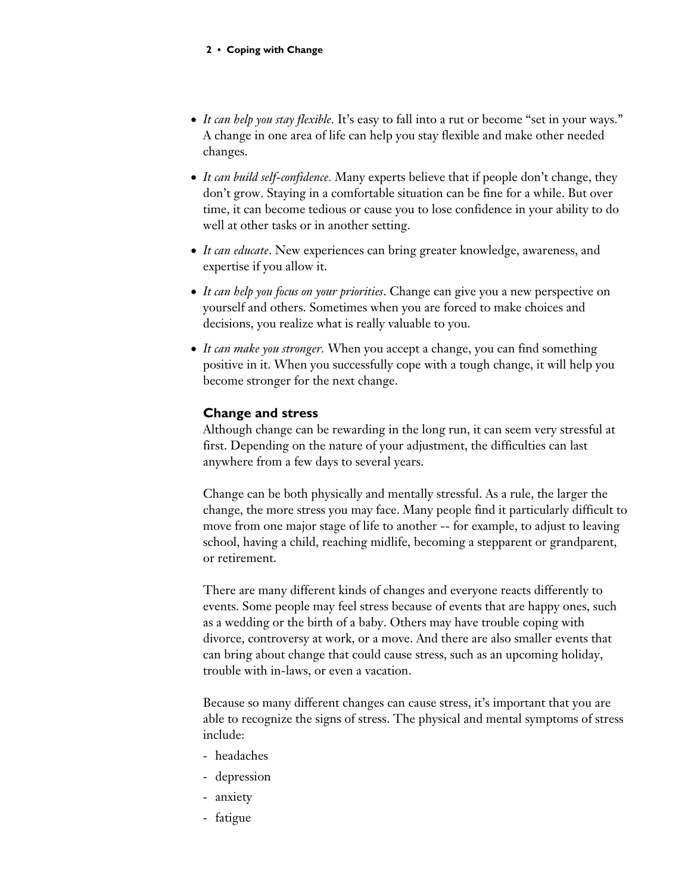- *It can help you stay flexible.* It's easy to fall into a rut or become "set in your ways." A change in one area of life can help you stay flexible and make other needed changes.
- *It can build self-confidence.* Many experts believe that if people don't change, they don't grow. Staying in a comfortable situation can be fine for a while. But over time, it can become tedious or cause you to lose confidence in your ability to do well at other tasks or in another setting.
- *It can educate*. New experiences can bring greater knowledge, awareness, and expertise if you allow it.
- *It can help you focus on your priorities*. Change can give you a new perspective on yourself and others. Sometimes when you are forced to make choices and decisions, you realize what is really valuable to you.
- *It can make you stronger.* When you accept a change, you can find something positive in it. When you successfully cope with a tough change, it will help you become stronger for the next change.

### Change and stress

Although change can be rewarding in the long run, it can seem very stressful at first. Depending on the nature of your adjustment, the difficulties can last anywhere from a few days to several years.

Change can be both physically and mentally stressful. As a rule, the larger the change, the more stress you may face. Many people find it particularly difficult to move from one major stage of life to another -- for example, to adjust to leaving school, having a child, reaching midlife, becoming a stepparent or grandparent, or retirement.

There are many different kinds of changes and everyone reacts differently to events. Some people may feel stress because of events that are happy ones, such as a wedding or the birth of a baby. Others may have trouble coping with divorce, controversy at work, or a move. And there are also smaller events that can bring about change that could cause stress, such as an upcoming holiday, trouble with in-laws, or even a vacation.

Because so many different changes can cause stress, it's important that you are able to recognize the signs of stress. The physical and mental symptoms of stress include:

- headaches
- depression
- anxiety
- fatigue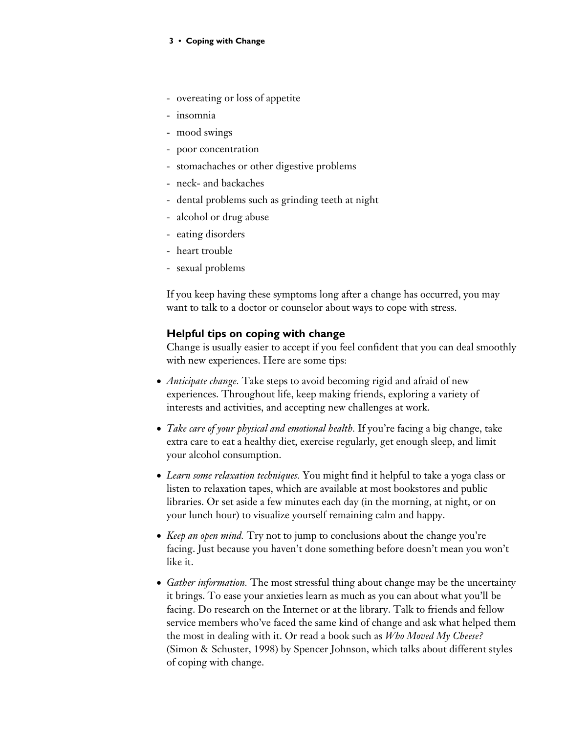- overeating or loss of appetite
- insomnia
- mood swings
- poor concentration
- stomachaches or other digestive problems
- neck- and backaches
- dental problems such as grinding teeth at night
- alcohol or drug abuse
- eating disorders
- heart trouble
- sexual problems

If you keep having these symptoms long after a change has occurred, you may want to talk to a doctor or counselor about ways to cope with stress.

### Helpful tips on coping with change

Change is usually easier to accept if you feel confident that you can deal smoothly with new experiences. Here are some tips:

- *Anticipate change.* Take steps to avoid becoming rigid and afraid of new experiences. Throughout life, keep making friends, exploring a variety of interests and activities, and accepting new challenges at work.
- *Take care of your physical and emotional health.* If you're facing a big change, take extra care to eat a healthy diet, exercise regularly, get enough sleep, and limit your alcohol consumption.
- *Learn some relaxation techniques.* You might find it helpful to take a yoga class or listen to relaxation tapes, which are available at most bookstores and public libraries. Or set aside a few minutes each day (in the morning, at night, or on your lunch hour) to visualize yourself remaining calm and happy.
- *Keep an open mind.* Try not to jump to conclusions about the change you're facing. Just because you haven't done something before doesn't mean you won't like it.
- *Gather information.* The most stressful thing about change may be the uncertainty it brings. To ease your anxieties learn as much as you can about what you'll be facing. Do research on the Internet or at the library. Talk to friends and fellow service members who've faced the same kind of change and ask what helped them the most in dealing with it. Or read a book such as *Who Moved My Cheese?* (Simon & Schuster, 1998) by Spencer Johnson, which talks about different styles of coping with change.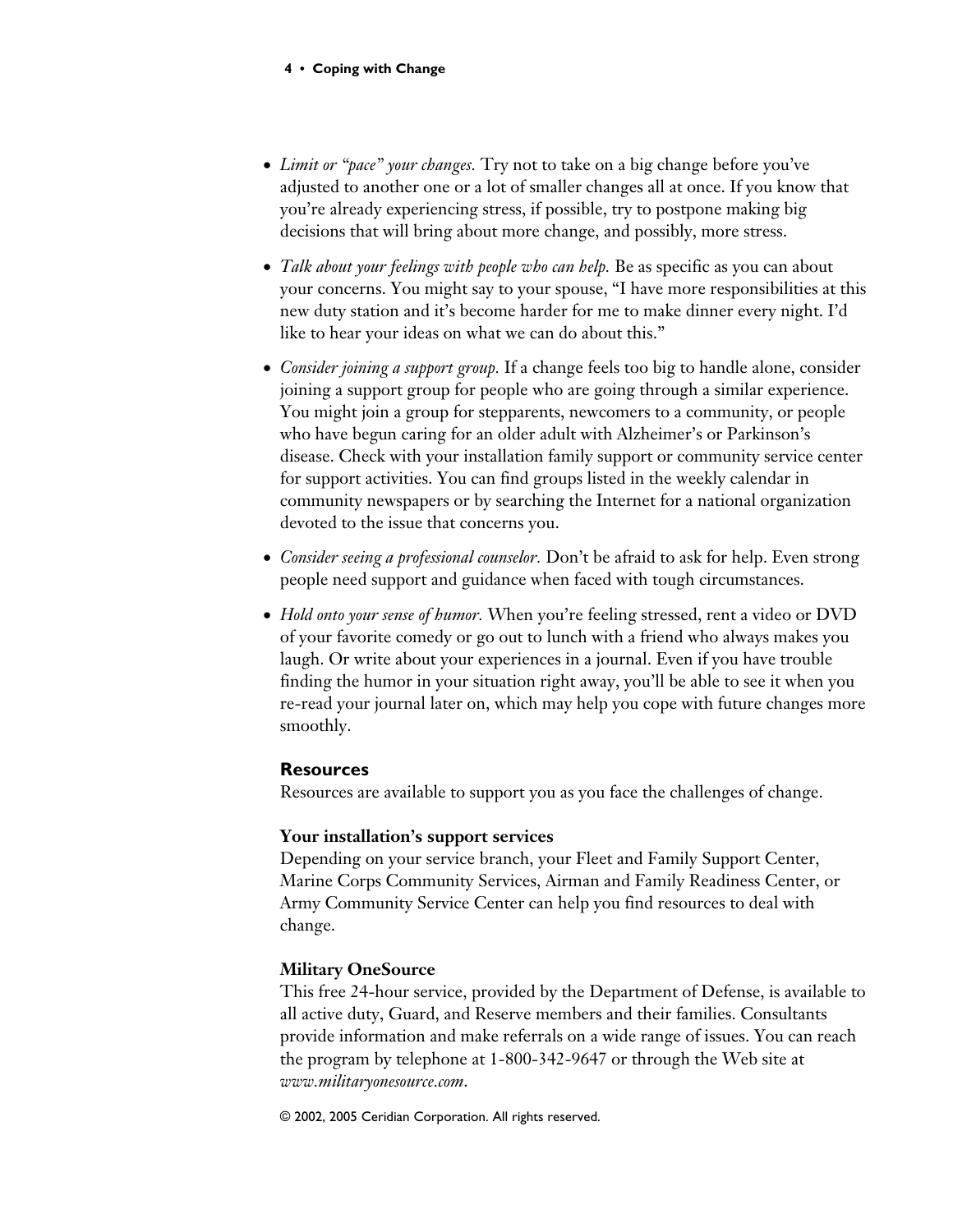- *Limit or "pace" your changes.* Try not to take on a big change before you've adjusted to another one or a lot of smaller changes all at once. If you know that you're already experiencing stress, if possible, try to postpone making big decisions that will bring about more change, and possibly, more stress.
- *Talk about your feelings with people who can help.* Be as specific as you can about your concerns. You might say to your spouse, "I have more responsibilities at this new duty station and it's become harder for me to make dinner every night. I'd like to hear your ideas on what we can do about this."
- *Consider joining a support group.* If a change feels too big to handle alone, consider joining a support group for people who are going through a similar experience. You might join a group for stepparents, newcomers to a community, or people who have begun caring for an older adult with Alzheimer's or Parkinson's disease. Check with your installation family support or community service center for support activities. You can find groups listed in the weekly calendar in community newspapers or by searching the Internet for a national organization devoted to the issue that concerns you.
- *Consider seeing a professional counselor.* Don't be afraid to ask for help. Even strong people need support and guidance when faced with tough circumstances.
- *Hold onto your sense of humor.* When you're feeling stressed, rent a video or DVD of your favorite comedy or go out to lunch with a friend who always makes you laugh. Or write about your experiences in a journal. Even if you have trouble finding the humor in your situation right away, you'll be able to see it when you re-read your journal later on, which may help you cope with future changes more smoothly.

## Resources

Resources are available to support you as you face the challenges of change.

**Your installation's support services**
Depending on your service branch, your Fleet and Family Support Center, Marine Corps Community Services, Airman and Family Readiness Center, or Army Community Service Center can help you find resources to deal with change.

**Military OneSource**
This free 24-hour service, provided by the Department of Defense, is available to all active duty, Guard, and Reserve members and their families. Consultants provide information and make referrals on a wide range of issues. You can reach the program by telephone at 1-800-342-9647 or through the Web site at *www.militaryonesource.com*.

© 2002, 2005 Ceridian Corporation. All rights reserved.